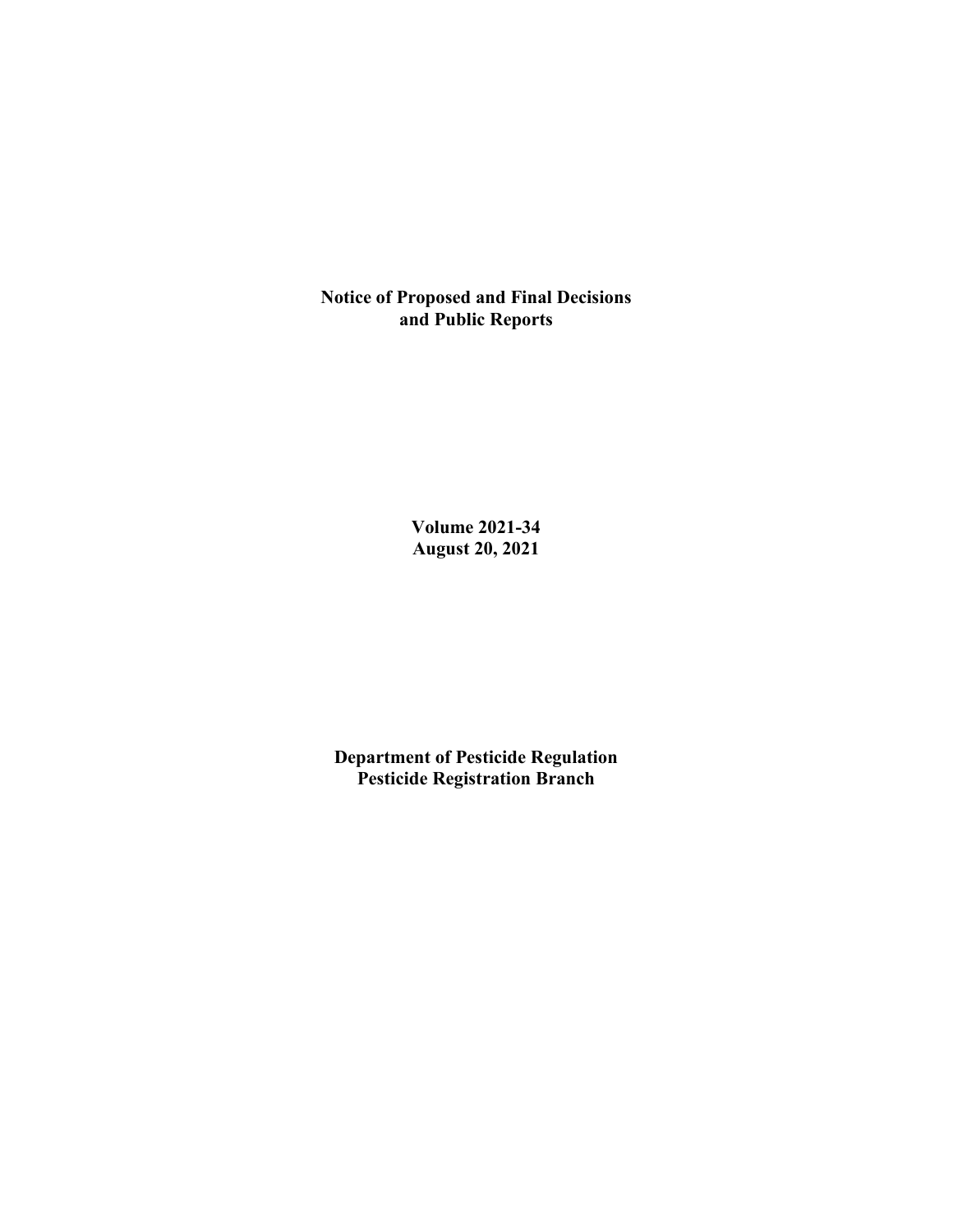# Notice of Proposed and Final Decisions and Public Reports

**Volume 2021-34**
**August 20, 2021**

**Department of Pesticide Regulation**
**Pesticide Registration Branch**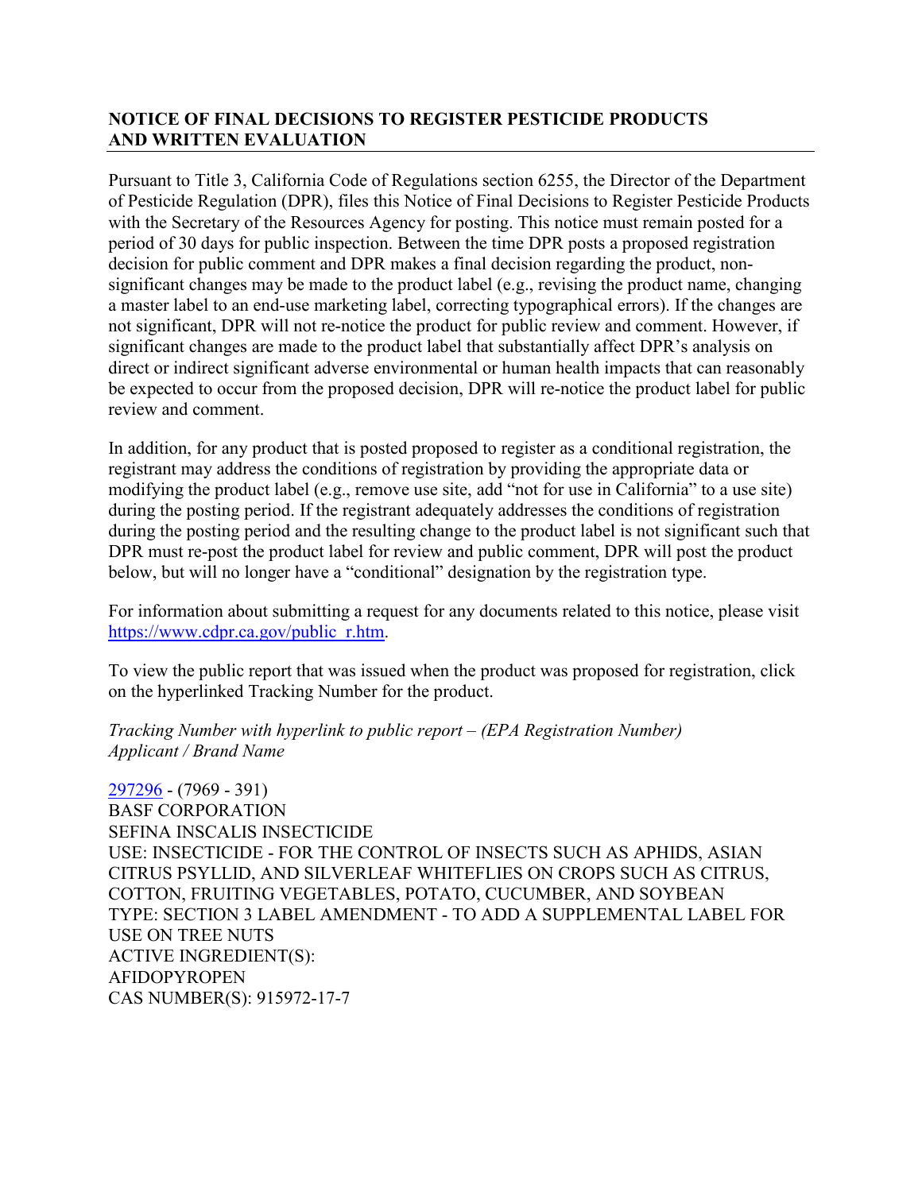## NOTICE OF FINAL DECISIONS TO REGISTER PESTICIDE PRODUCTS AND WRITTEN EVALUATION

Pursuant to Title 3, California Code of Regulations section 6255, the Director of the Department of Pesticide Regulation (DPR), files this Notice of Final Decisions to Register Pesticide Products with the Secretary of the Resources Agency for posting. This notice must remain posted for a period of 30 days for public inspection. Between the time DPR posts a proposed registration decision for public comment and DPR makes a final decision regarding the product, non-significant changes may be made to the product label (e.g., revising the product name, changing a master label to an end-use marketing label, correcting typographical errors). If the changes are not significant, DPR will not re-notice the product for public review and comment. However, if significant changes are made to the product label that substantially affect DPR's analysis on direct or indirect significant adverse environmental or human health impacts that can reasonably be expected to occur from the proposed decision, DPR will re-notice the product label for public review and comment.

In addition, for any product that is posted proposed to register as a conditional registration, the registrant may address the conditions of registration by providing the appropriate data or modifying the product label (e.g., remove use site, add "not for use in California" to a use site) during the posting period. If the registrant adequately addresses the conditions of registration during the posting period and the resulting change to the product label is not significant such that DPR must re-post the product label for review and public comment, DPR will post the product below, but will no longer have a "conditional" designation by the registration type.

For information about submitting a request for any documents related to this notice, please visit https://www.cdpr.ca.gov/public_r.htm.

To view the public report that was issued when the product was proposed for registration, click on the hyperlinked Tracking Number for the product.

*Tracking Number with hyperlink to public report – (EPA Registration Number)*
*Applicant / Brand Name*

297296 - (7969 - 391)
BASF CORPORATION
SEFINA INSCALIS INSECTICIDE
USE: INSECTICIDE - FOR THE CONTROL OF INSECTS SUCH AS APHIDS, ASIAN CITRUS PSYLLID, AND SILVERLEAF WHITEFLIES ON CROPS SUCH AS CITRUS, COTTON, FRUITING VEGETABLES, POTATO, CUCUMBER, AND SOYBEAN
TYPE: SECTION 3 LABEL AMENDMENT - TO ADD A SUPPLEMENTAL LABEL FOR USE ON TREE NUTS
ACTIVE INGREDIENT(S):
AFIDOPYROPEN
CAS NUMBER(S): 915972-17-7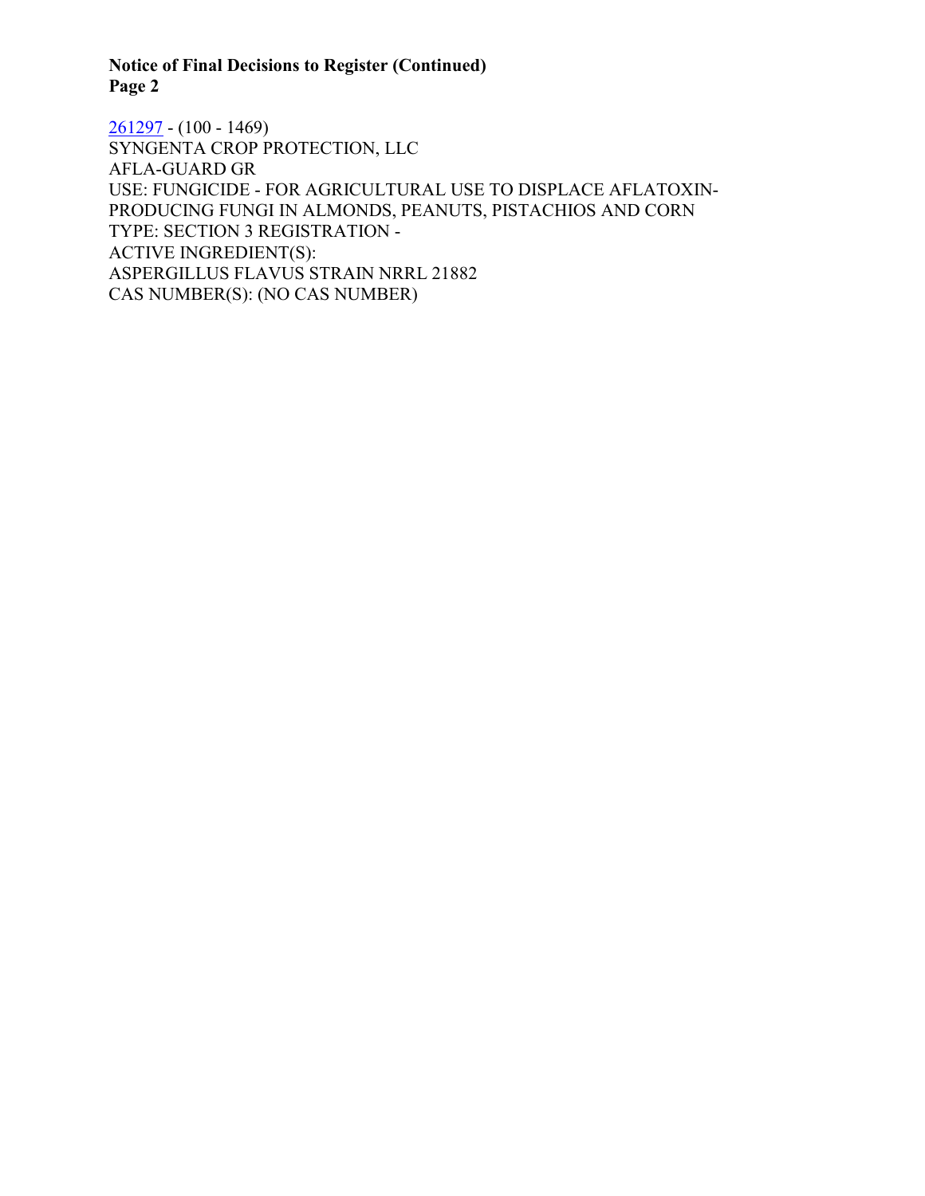**Notice of Final Decisions to Register (Continued)**
**Page 2**

261297 - (100 - 1469)
SYNGENTA CROP PROTECTION, LLC
AFLA-GUARD GR
USE: FUNGICIDE - FOR AGRICULTURAL USE TO DISPLACE AFLATOXIN-PRODUCING FUNGI IN ALMONDS, PEANUTS, PISTACHIOS AND CORN
TYPE: SECTION 3 REGISTRATION -
ACTIVE INGREDIENT(S):
ASPERGILLUS FLAVUS STRAIN NRRL 21882
CAS NUMBER(S): (NO CAS NUMBER)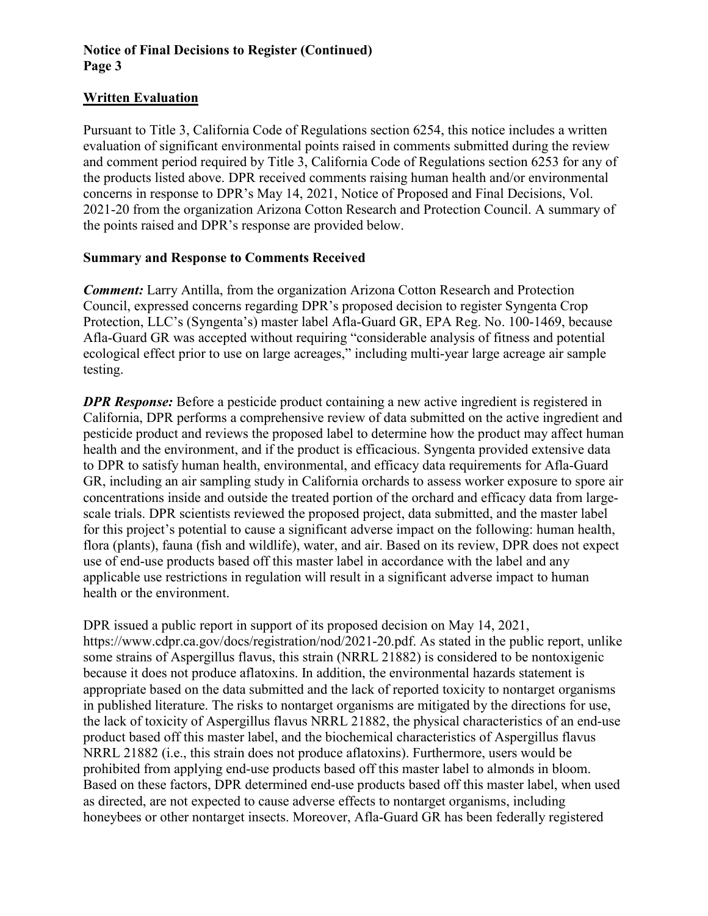## Written Evaluation

Pursuant to Title 3, California Code of Regulations section 6254, this notice includes a written evaluation of significant environmental points raised in comments submitted during the review and comment period required by Title 3, California Code of Regulations section 6253 for any of the products listed above. DPR received comments raising human health and/or environmental concerns in response to DPR's May 14, 2021, Notice of Proposed and Final Decisions, Vol. 2021-20 from the organization Arizona Cotton Research and Protection Council. A summary of the points raised and DPR's response are provided below.

### Summary and Response to Comments Received

***Comment:*** Larry Antilla, from the organization Arizona Cotton Research and Protection Council, expressed concerns regarding DPR's proposed decision to register Syngenta Crop Protection, LLC's (Syngenta's) master label Afla-Guard GR, EPA Reg. No. 100-1469, because Afla-Guard GR was accepted without requiring "considerable analysis of fitness and potential ecological effect prior to use on large acreages," including multi-year large acreage air sample testing.

***DPR Response:*** Before a pesticide product containing a new active ingredient is registered in California, DPR performs a comprehensive review of data submitted on the active ingredient and pesticide product and reviews the proposed label to determine how the product may affect human health and the environment, and if the product is efficacious. Syngenta provided extensive data to DPR to satisfy human health, environmental, and efficacy data requirements for Afla-Guard GR, including an air sampling study in California orchards to assess worker exposure to spore air concentrations inside and outside the treated portion of the orchard and efficacy data from large-scale trials. DPR scientists reviewed the proposed project, data submitted, and the master label for this project's potential to cause a significant adverse impact on the following: human health, flora (plants), fauna (fish and wildlife), water, and air. Based on its review, DPR does not expect use of end-use products based off this master label in accordance with the label and any applicable use restrictions in regulation will result in a significant adverse impact to human health or the environment.

DPR issued a public report in support of its proposed decision on May 14, 2021, https://www.cdpr.ca.gov/docs/registration/nod/2021-20.pdf. As stated in the public report, unlike some strains of Aspergillus flavus, this strain (NRRL 21882) is considered to be nontoxigenic because it does not produce aflatoxins. In addition, the environmental hazards statement is appropriate based on the data submitted and the lack of reported toxicity to nontarget organisms in published literature. The risks to nontarget organisms are mitigated by the directions for use, the lack of toxicity of Aspergillus flavus NRRL 21882, the physical characteristics of an end-use product based off this master label, and the biochemical characteristics of Aspergillus flavus NRRL 21882 (i.e., this strain does not produce aflatoxins). Furthermore, users would be prohibited from applying end-use products based off this master label to almonds in bloom. Based on these factors, DPR determined end-use products based off this master label, when used as directed, are not expected to cause adverse effects to nontarget organisms, including honeybees or other nontarget insects. Moreover, Afla-Guard GR has been federally registered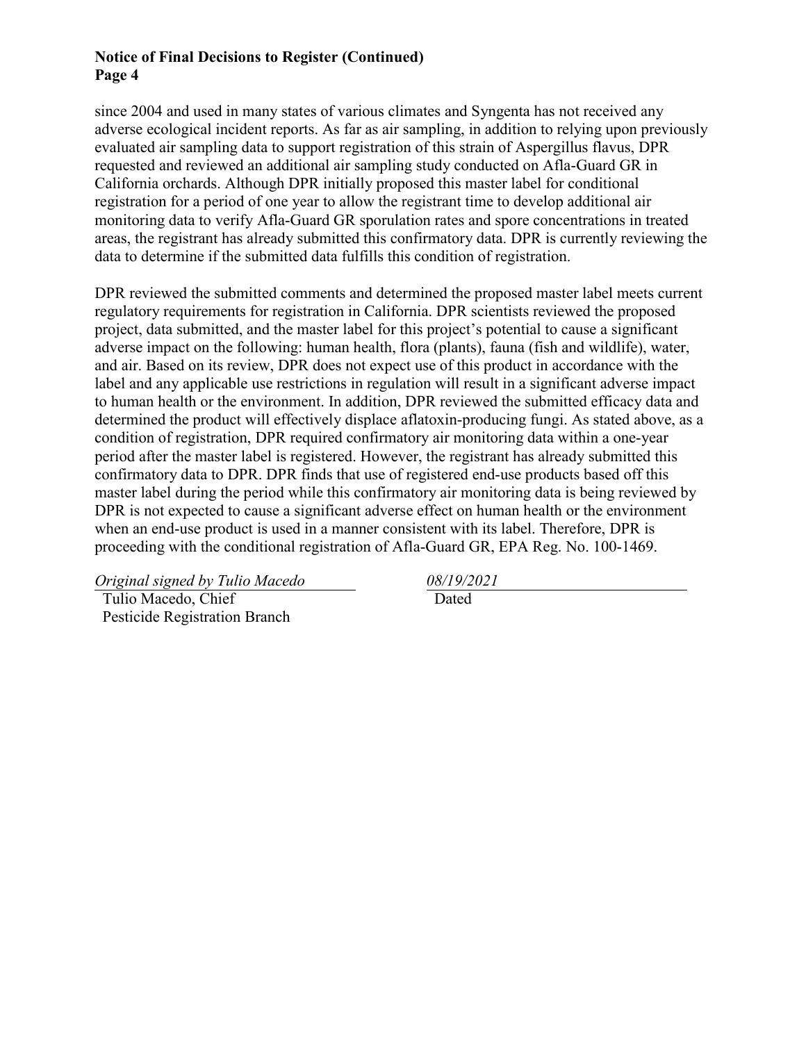since 2004 and used in many states of various climates and Syngenta has not received any adverse ecological incident reports. As far as air sampling, in addition to relying upon previously evaluated air sampling data to support registration of this strain of Aspergillus flavus, DPR requested and reviewed an additional air sampling study conducted on Afla-Guard GR in California orchards. Although DPR initially proposed this master label for conditional registration for a period of one year to allow the registrant time to develop additional air monitoring data to verify Afla-Guard GR sporulation rates and spore concentrations in treated areas, the registrant has already submitted this confirmatory data. DPR is currently reviewing the data to determine if the submitted data fulfills this condition of registration.

DPR reviewed the submitted comments and determined the proposed master label meets current regulatory requirements for registration in California. DPR scientists reviewed the proposed project, data submitted, and the master label for this project's potential to cause a significant adverse impact on the following: human health, flora (plants), fauna (fish and wildlife), water, and air. Based on its review, DPR does not expect use of this product in accordance with the label and any applicable use restrictions in regulation will result in a significant adverse impact to human health or the environment. In addition, DPR reviewed the submitted efficacy data and determined the product will effectively displace aflatoxin-producing fungi. As stated above, as a condition of registration, DPR required confirmatory air monitoring data within a one-year period after the master label is registered. However, the registrant has already submitted this confirmatory data to DPR. DPR finds that use of registered end-use products based off this master label during the period while this confirmatory air monitoring data is being reviewed by DPR is not expected to cause a significant adverse effect on human health or the environment when an end-use product is used in a manner consistent with its label. Therefore, DPR is proceeding with the conditional registration of Afla-Guard GR, EPA Reg. No. 100-1469.

*Original signed by Tulio Macedo*
Tulio Macedo, Chief
Pesticide Registration Branch

*08/19/2021*
Dated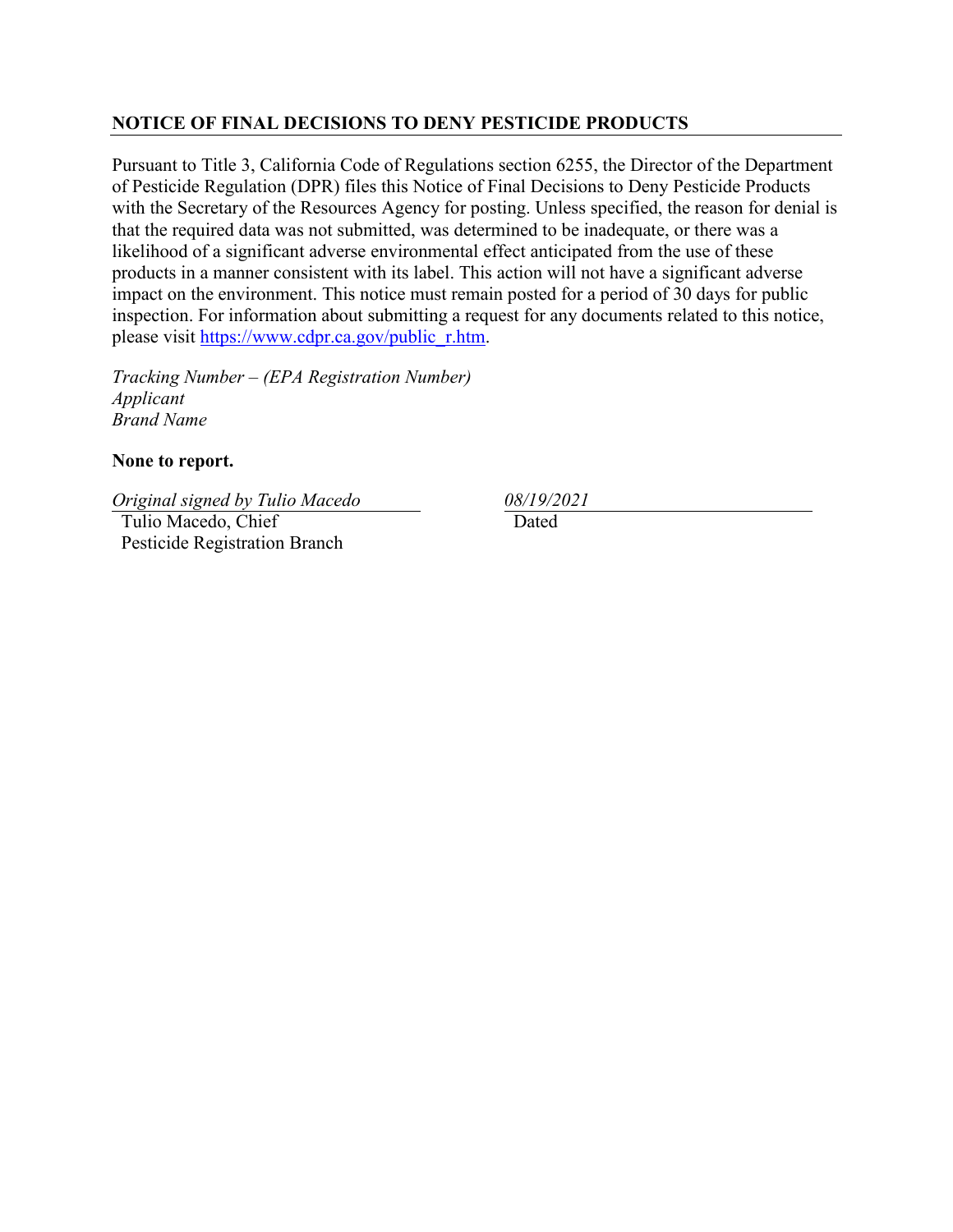## NOTICE OF FINAL DECISIONS TO DENY PESTICIDE PRODUCTS

Pursuant to Title 3, California Code of Regulations section 6255, the Director of the Department of Pesticide Regulation (DPR) files this Notice of Final Decisions to Deny Pesticide Products with the Secretary of the Resources Agency for posting. Unless specified, the reason for denial is that the required data was not submitted, was determined to be inadequate, or there was a likelihood of a significant adverse environmental effect anticipated from the use of these products in a manner consistent with its label. This action will not have a significant adverse impact on the environment. This notice must remain posted for a period of 30 days for public inspection. For information about submitting a request for any documents related to this notice, please visit https://www.cdpr.ca.gov/public_r.htm.

*Tracking Number – (EPA Registration Number)*
*Applicant*
*Brand Name*

**None to report.**

*Original signed by Tulio Macedo*
Tulio Macedo, Chief
Pesticide Registration Branch

*08/19/2021*
Dated